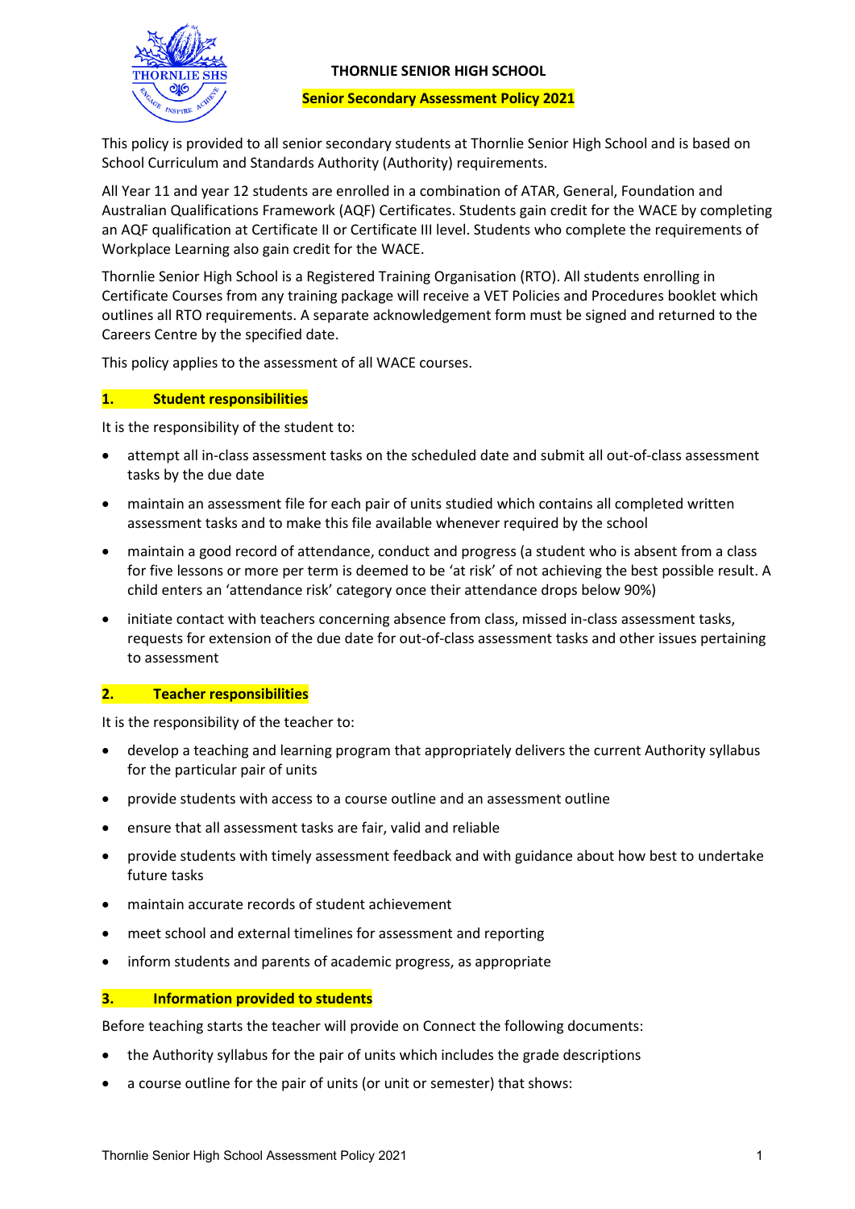# THORNLIE SENIOR HIGH SCHOOL

## Senior Secondary Assessment Policy 2021

This policy is provided to all senior secondary students at Thornlie Senior High School and is based on School Curriculum and Standards Authority (Authority) requirements.

All Year 11 and year 12 students are enrolled in a combination of ATAR, General, Foundation and Australian Qualifications Framework (AQF) Certificates. Students gain credit for the WACE by completing an AQF qualification at Certificate II or Certificate III level. Students who complete the requirements of Workplace Learning also gain credit for the WACE.

Thornlie Senior High School is a Registered Training Organisation (RTO). All students enrolling in Certificate Courses from any training package will receive a VET Policies and Procedures booklet which outlines all RTO requirements. A separate acknowledgement form must be signed and returned to the Careers Centre by the specified date.

This policy applies to the assessment of all WACE courses.

### 1. Student responsibilities

It is the responsibility of the student to:

- attempt all in-class assessment tasks on the scheduled date and submit all out-of-class assessment tasks by the due date
- maintain an assessment file for each pair of units studied which contains all completed written assessment tasks and to make this file available whenever required by the school
- maintain a good record of attendance, conduct and progress (a student who is absent from a class for five lessons or more per term is deemed to be 'at risk' of not achieving the best possible result. A child enters an 'attendance risk' category once their attendance drops below 90%)
- initiate contact with teachers concerning absence from class, missed in-class assessment tasks, requests for extension of the due date for out-of-class assessment tasks and other issues pertaining to assessment

### 2. Teacher responsibilities

It is the responsibility of the teacher to:

- develop a teaching and learning program that appropriately delivers the current Authority syllabus for the particular pair of units
- provide students with access to a course outline and an assessment outline
- ensure that all assessment tasks are fair, valid and reliable
- provide students with timely assessment feedback and with guidance about how best to undertake future tasks
- maintain accurate records of student achievement
- meet school and external timelines for assessment and reporting
- inform students and parents of academic progress, as appropriate

### 3. Information provided to students

Before teaching starts the teacher will provide on Connect the following documents:

- the Authority syllabus for the pair of units which includes the grade descriptions
- a course outline for the pair of units (or unit or semester) that shows: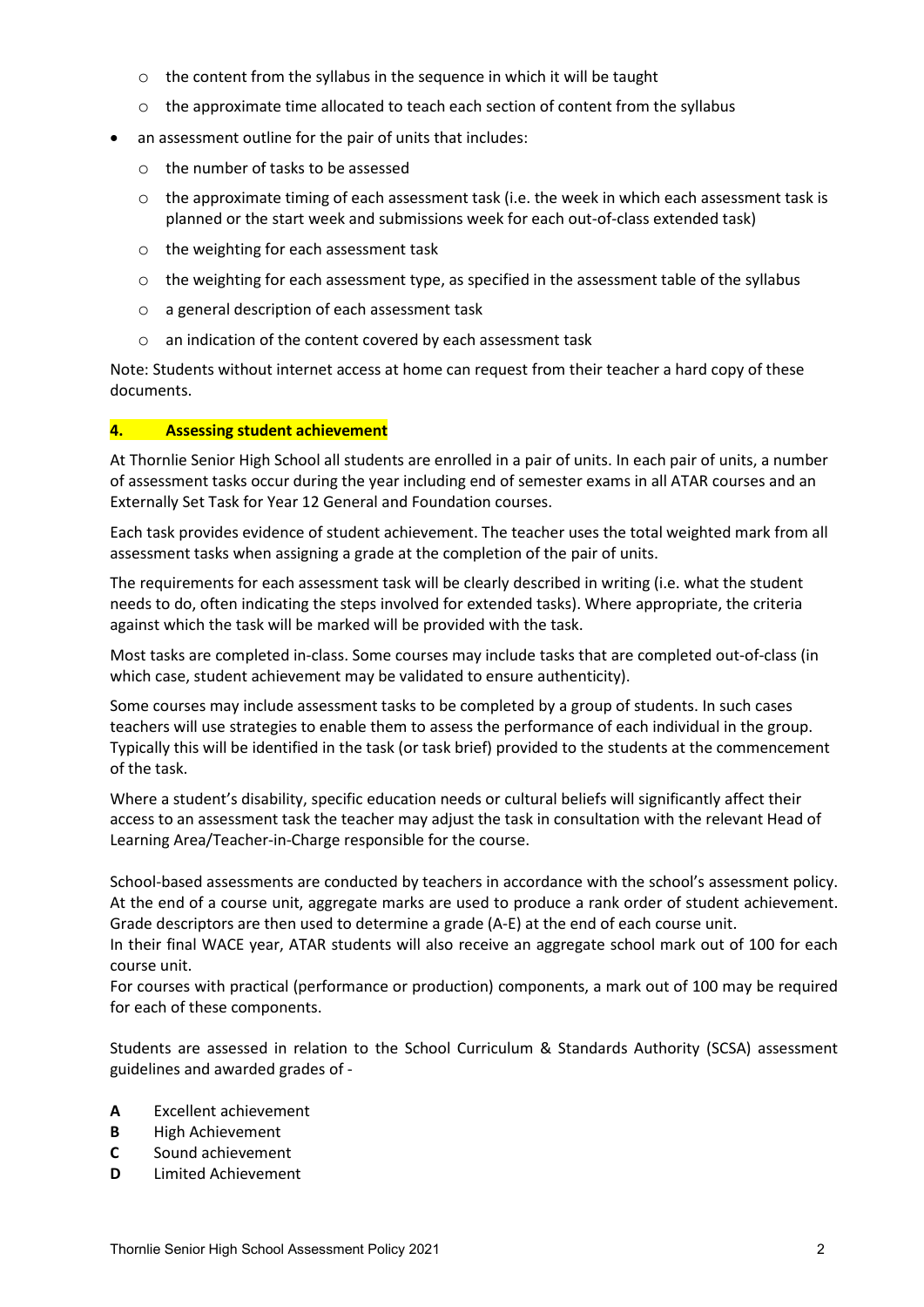- the content from the syllabus in the sequence in which it will be taught
  - the approximate time allocated to teach each section of content from the syllabus
- an assessment outline for the pair of units that includes:
  - the number of tasks to be assessed
  - the approximate timing of each assessment task (i.e. the week in which each assessment task is planned or the start week and submissions week for each out-of-class extended task)
  - the weighting for each assessment task
  - the weighting for each assessment type, as specified in the assessment table of the syllabus
  - a general description of each assessment task
  - an indication of the content covered by each assessment task

Note: Students without internet access at home can request from their teacher a hard copy of these documents.

## 4. Assessing student achievement

At Thornlie Senior High School all students are enrolled in a pair of units. In each pair of units, a number of assessment tasks occur during the year including end of semester exams in all ATAR courses and an Externally Set Task for Year 12 General and Foundation courses.

Each task provides evidence of student achievement. The teacher uses the total weighted mark from all assessment tasks when assigning a grade at the completion of the pair of units.

The requirements for each assessment task will be clearly described in writing (i.e. what the student needs to do, often indicating the steps involved for extended tasks). Where appropriate, the criteria against which the task will be marked will be provided with the task.

Most tasks are completed in-class. Some courses may include tasks that are completed out-of-class (in which case, student achievement may be validated to ensure authenticity).

Some courses may include assessment tasks to be completed by a group of students. In such cases teachers will use strategies to enable them to assess the performance of each individual in the group. Typically this will be identified in the task (or task brief) provided to the students at the commencement of the task.

Where a student's disability, specific education needs or cultural beliefs will significantly affect their access to an assessment task the teacher may adjust the task in consultation with the relevant Head of Learning Area/Teacher-in-Charge responsible for the course.

School-based assessments are conducted by teachers in accordance with the school's assessment policy. At the end of a course unit, aggregate marks are used to produce a rank order of student achievement. Grade descriptors are then used to determine a grade (A-E) at the end of each course unit.
In their final WACE year, ATAR students will also receive an aggregate school mark out of 100 for each course unit.
For courses with practical (performance or production) components, a mark out of 100 may be required for each of these components.

Students are assessed in relation to the School Curriculum & Standards Authority (SCSA) assessment guidelines and awarded grades of -

**A** Excellent achievement
**B** High Achievement
**C** Sound achievement
**D** Limited Achievement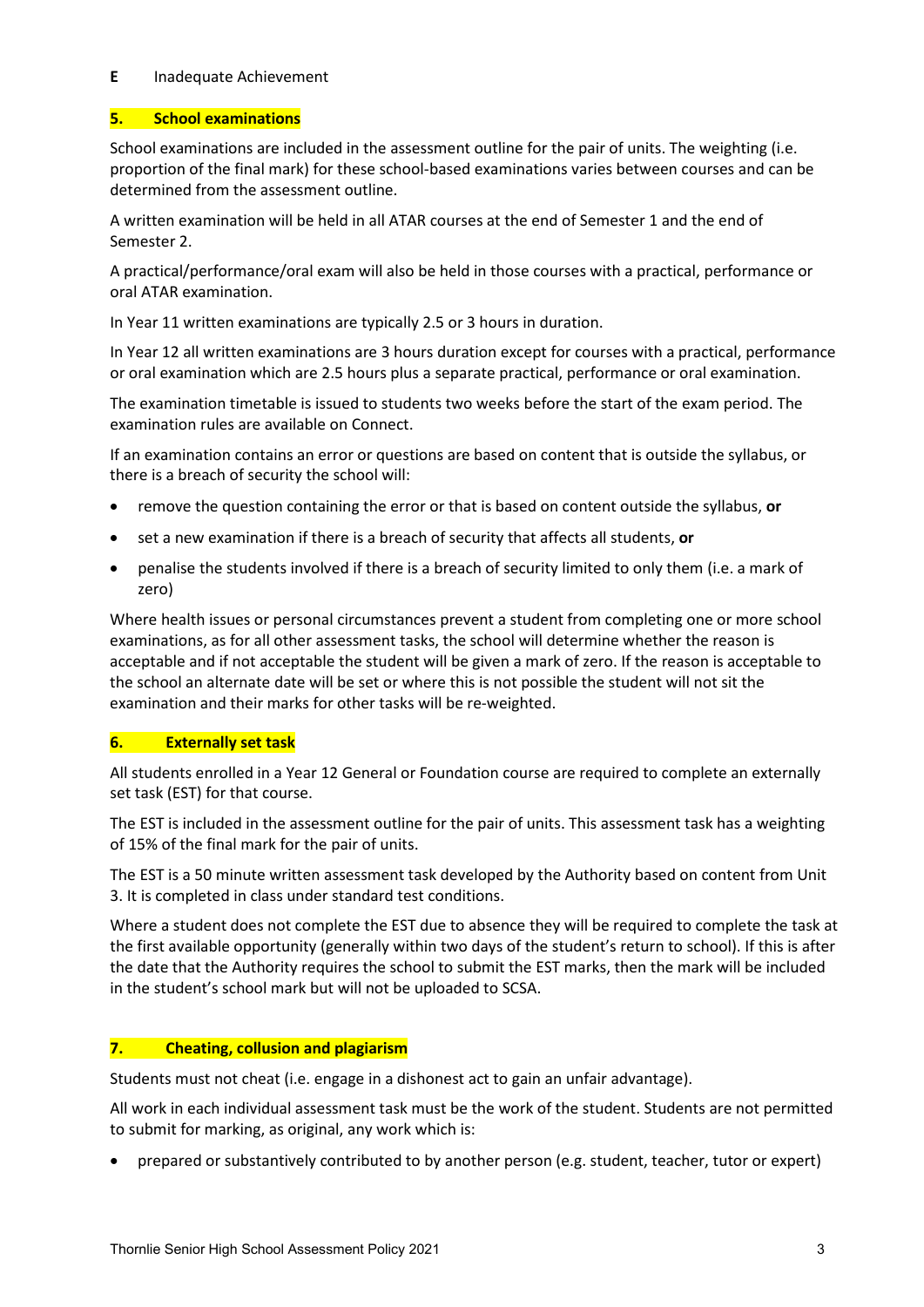**E** Inadequate Achievement

## 5. School examinations

School examinations are included in the assessment outline for the pair of units. The weighting (i.e. proportion of the final mark) for these school-based examinations varies between courses and can be determined from the assessment outline.

A written examination will be held in all ATAR courses at the end of Semester 1 and the end of Semester 2.

A practical/performance/oral exam will also be held in those courses with a practical, performance or oral ATAR examination.

In Year 11 written examinations are typically 2.5 or 3 hours in duration.

In Year 12 all written examinations are 3 hours duration except for courses with a practical, performance or oral examination which are 2.5 hours plus a separate practical, performance or oral examination.

The examination timetable is issued to students two weeks before the start of the exam period. The examination rules are available on Connect.

If an examination contains an error or questions are based on content that is outside the syllabus, or there is a breach of security the school will:

- remove the question containing the error or that is based on content outside the syllabus, **or**
- set a new examination if there is a breach of security that affects all students, **or**
- penalise the students involved if there is a breach of security limited to only them (i.e. a mark of zero)

Where health issues or personal circumstances prevent a student from completing one or more school examinations, as for all other assessment tasks, the school will determine whether the reason is acceptable and if not acceptable the student will be given a mark of zero. If the reason is acceptable to the school an alternate date will be set or where this is not possible the student will not sit the examination and their marks for other tasks will be re-weighted.

## 6. Externally set task

All students enrolled in a Year 12 General or Foundation course are required to complete an externally set task (EST) for that course.

The EST is included in the assessment outline for the pair of units. This assessment task has a weighting of 15% of the final mark for the pair of units.

The EST is a 50 minute written assessment task developed by the Authority based on content from Unit 3. It is completed in class under standard test conditions.

Where a student does not complete the EST due to absence they will be required to complete the task at the first available opportunity (generally within two days of the student's return to school). If this is after the date that the Authority requires the school to submit the EST marks, then the mark will be included in the student's school mark but will not be uploaded to SCSA.

## 7. Cheating, collusion and plagiarism

Students must not cheat (i.e. engage in a dishonest act to gain an unfair advantage).

All work in each individual assessment task must be the work of the student. Students are not permitted to submit for marking, as original, any work which is:

- prepared or substantively contributed to by another person (e.g. student, teacher, tutor or expert)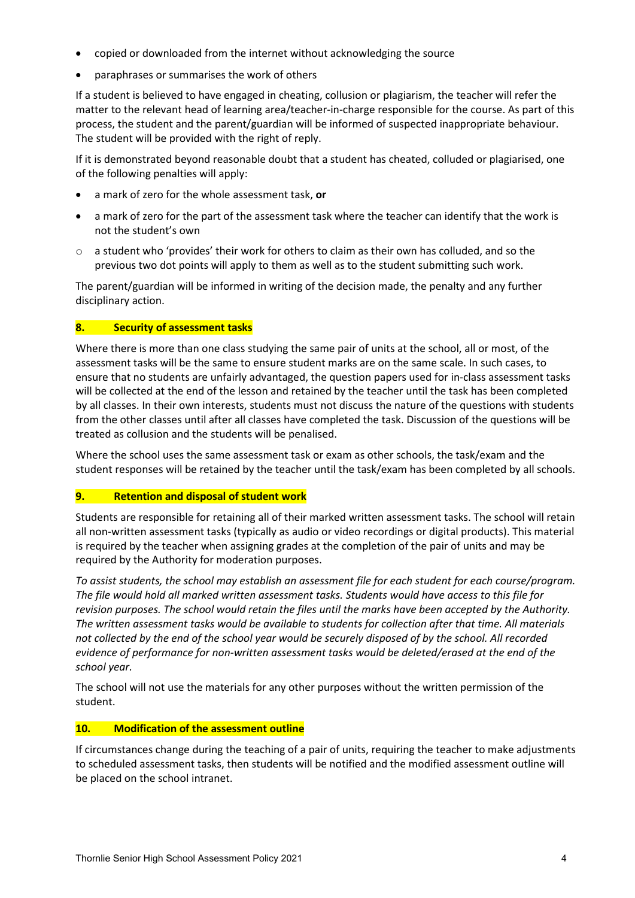- copied or downloaded from the internet without acknowledging the source
- paraphrases or summarises the work of others

If a student is believed to have engaged in cheating, collusion or plagiarism, the teacher will refer the matter to the relevant head of learning area/teacher-in-charge responsible for the course. As part of this process, the student and the parent/guardian will be informed of suspected inappropriate behaviour. The student will be provided with the right of reply.

If it is demonstrated beyond reasonable doubt that a student has cheated, colluded or plagiarised, one of the following penalties will apply:

- a mark of zero for the whole assessment task, **or**
- a mark of zero for the part of the assessment task where the teacher can identify that the work is not the student's own
  - a student who 'provides' their work for others to claim as their own has colluded, and so the previous two dot points will apply to them as well as to the student submitting such work.

The parent/guardian will be informed in writing of the decision made, the penalty and any further disciplinary action.

## 8. Security of assessment tasks

Where there is more than one class studying the same pair of units at the school, all or most, of the assessment tasks will be the same to ensure student marks are on the same scale. In such cases, to ensure that no students are unfairly advantaged, the question papers used for in-class assessment tasks will be collected at the end of the lesson and retained by the teacher until the task has been completed by all classes. In their own interests, students must not discuss the nature of the questions with students from the other classes until after all classes have completed the task. Discussion of the questions will be treated as collusion and the students will be penalised.

Where the school uses the same assessment task or exam as other schools, the task/exam and the student responses will be retained by the teacher until the task/exam has been completed by all schools.

## 9. Retention and disposal of student work

Students are responsible for retaining all of their marked written assessment tasks. The school will retain all non-written assessment tasks (typically as audio or video recordings or digital products). This material is required by the teacher when assigning grades at the completion of the pair of units and may be required by the Authority for moderation purposes.

*To assist students, the school may establish an assessment file for each student for each course/program. The file would hold all marked written assessment tasks. Students would have access to this file for revision purposes. The school would retain the files until the marks have been accepted by the Authority. The written assessment tasks would be available to students for collection after that time. All materials not collected by the end of the school year would be securely disposed of by the school. All recorded evidence of performance for non-written assessment tasks would be deleted/erased at the end of the school year.*

The school will not use the materials for any other purposes without the written permission of the student.

## 10. Modification of the assessment outline

If circumstances change during the teaching of a pair of units, requiring the teacher to make adjustments to scheduled assessment tasks, then students will be notified and the modified assessment outline will be placed on the school intranet.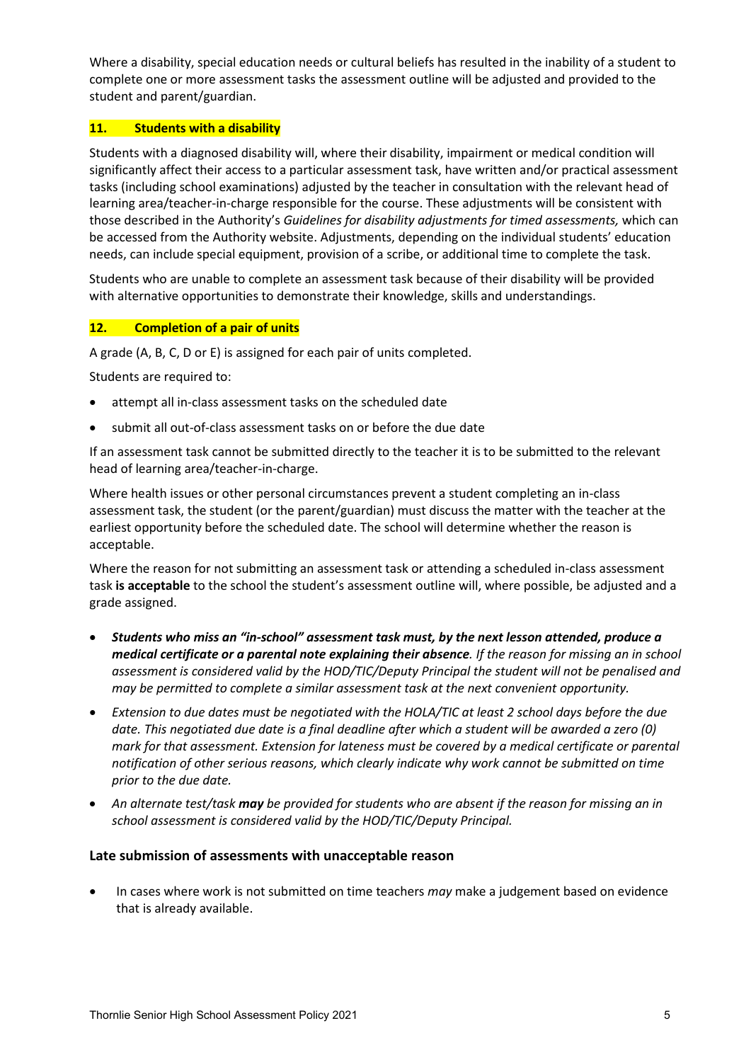Where a disability, special education needs or cultural beliefs has resulted in the inability of a student to complete one or more assessment tasks the assessment outline will be adjusted and provided to the student and parent/guardian.

## 11. Students with a disability

Students with a diagnosed disability will, where their disability, impairment or medical condition will significantly affect their access to a particular assessment task, have written and/or practical assessment tasks (including school examinations) adjusted by the teacher in consultation with the relevant head of learning area/teacher-in-charge responsible for the course. These adjustments will be consistent with those described in the Authority's *Guidelines for disability adjustments for timed assessments,* which can be accessed from the Authority website. Adjustments, depending on the individual students' education needs, can include special equipment, provision of a scribe, or additional time to complete the task.

Students who are unable to complete an assessment task because of their disability will be provided with alternative opportunities to demonstrate their knowledge, skills and understandings.

## 12. Completion of a pair of units

A grade (A, B, C, D or E) is assigned for each pair of units completed.

Students are required to:

- attempt all in-class assessment tasks on the scheduled date
- submit all out-of-class assessment tasks on or before the due date

If an assessment task cannot be submitted directly to the teacher it is to be submitted to the relevant head of learning area/teacher-in-charge.

Where health issues or other personal circumstances prevent a student completing an in-class assessment task, the student (or the parent/guardian) must discuss the matter with the teacher at the earliest opportunity before the scheduled date. The school will determine whether the reason is acceptable.

Where the reason for not submitting an assessment task or attending a scheduled in-class assessment task **is acceptable** to the school the student's assessment outline will, where possible, be adjusted and a grade assigned.

- ***Students who miss an "in-school" assessment task must, by the next lesson attended, produce a medical certificate or a parental note explaining their absence****. If the reason for missing an in school assessment is considered valid by the HOD/TIC/Deputy Principal the student will not be penalised and may be permitted to complete a similar assessment task at the next convenient opportunity.*
- *Extension to due dates must be negotiated with the HOLA/TIC at least 2 school days before the due date. This negotiated due date is a final deadline after which a student will be awarded a zero (0) mark for that assessment. Extension for lateness must be covered by a medical certificate or parental notification of other serious reasons, which clearly indicate why work cannot be submitted on time prior to the due date.*
- *An alternate test/task* ***may*** *be provided for students who are absent if the reason for missing an in school assessment is considered valid by the HOD/TIC/Deputy Principal.*

### Late submission of assessments with unacceptable reason

- In cases where work is not submitted on time teachers *may* make a judgement based on evidence that is already available.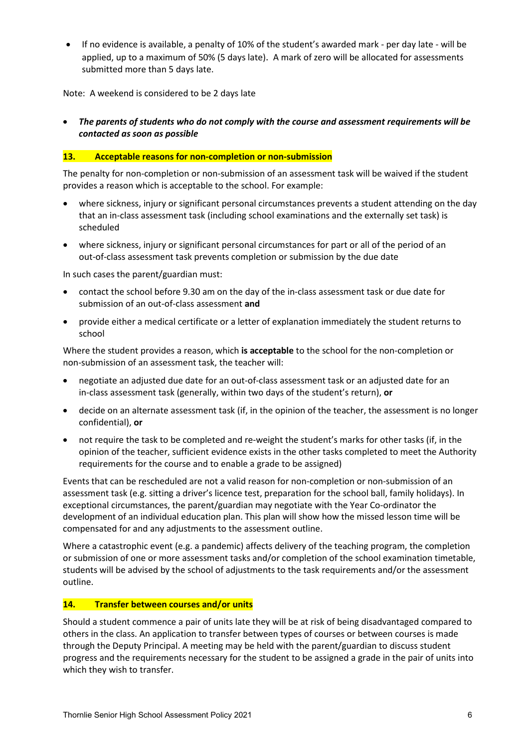- If no evidence is available, a penalty of 10% of the student's awarded mark - per day late - will be applied, up to a maximum of 50% (5 days late). A mark of zero will be allocated for assessments submitted more than 5 days late.

Note: A weekend is considered to be 2 days late

- ***The parents of students who do not comply with the course and assessment requirements will be contacted as soon as possible***

## 13. Acceptable reasons for non-completion or non-submission

The penalty for non-completion or non-submission of an assessment task will be waived if the student provides a reason which is acceptable to the school. For example:

- where sickness, injury or significant personal circumstances prevents a student attending on the day that an in-class assessment task (including school examinations and the externally set task) is scheduled
- where sickness, injury or significant personal circumstances for part or all of the period of an out-of-class assessment task prevents completion or submission by the due date

In such cases the parent/guardian must:

- contact the school before 9.30 am on the day of the in-class assessment task or due date for submission of an out-of-class assessment **and**
- provide either a medical certificate or a letter of explanation immediately the student returns to school

Where the student provides a reason, which **is acceptable** to the school for the non-completion or non-submission of an assessment task, the teacher will:

- negotiate an adjusted due date for an out-of-class assessment task or an adjusted date for an in-class assessment task (generally, within two days of the student's return), **or**
- decide on an alternate assessment task (if, in the opinion of the teacher, the assessment is no longer confidential), **or**
- not require the task to be completed and re-weight the student's marks for other tasks (if, in the opinion of the teacher, sufficient evidence exists in the other tasks completed to meet the Authority requirements for the course and to enable a grade to be assigned)

Events that can be rescheduled are not a valid reason for non-completion or non-submission of an assessment task (e.g. sitting a driver's licence test, preparation for the school ball, family holidays). In exceptional circumstances, the parent/guardian may negotiate with the Year Co-ordinator the development of an individual education plan. This plan will show how the missed lesson time will be compensated for and any adjustments to the assessment outline.

Where a catastrophic event (e.g. a pandemic) affects delivery of the teaching program, the completion or submission of one or more assessment tasks and/or completion of the school examination timetable, students will be advised by the school of adjustments to the task requirements and/or the assessment outline.

## 14. Transfer between courses and/or units

Should a student commence a pair of units late they will be at risk of being disadvantaged compared to others in the class. An application to transfer between types of courses or between courses is made through the Deputy Principal. A meeting may be held with the parent/guardian to discuss student progress and the requirements necessary for the student to be assigned a grade in the pair of units into which they wish to transfer.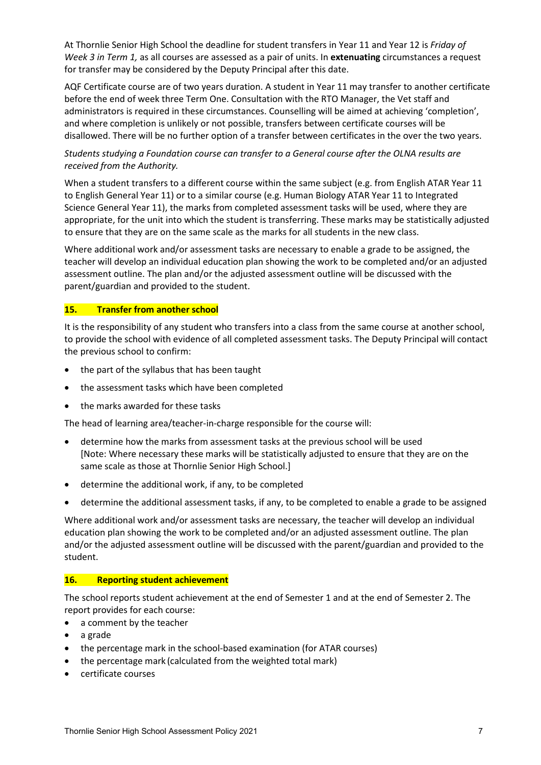At Thornlie Senior High School the deadline for student transfers in Year 11 and Year 12 is *Friday of Week 3 in Term 1,* as all courses are assessed as a pair of units. In **extenuating** circumstances a request for transfer may be considered by the Deputy Principal after this date.

AQF Certificate course are of two years duration. A student in Year 11 may transfer to another certificate before the end of week three Term One. Consultation with the RTO Manager, the Vet staff and administrators is required in these circumstances. Counselling will be aimed at achieving 'completion', and where completion is unlikely or not possible, transfers between certificate courses will be disallowed. There will be no further option of a transfer between certificates in the over the two years.

*Students studying a Foundation course can transfer to a General course after the OLNA results are received from the Authority.*

When a student transfers to a different course within the same subject (e.g. from English ATAR Year 11 to English General Year 11) or to a similar course (e.g. Human Biology ATAR Year 11 to Integrated Science General Year 11), the marks from completed assessment tasks will be used, where they are appropriate, for the unit into which the student is transferring. These marks may be statistically adjusted to ensure that they are on the same scale as the marks for all students in the new class.

Where additional work and/or assessment tasks are necessary to enable a grade to be assigned, the teacher will develop an individual education plan showing the work to be completed and/or an adjusted assessment outline. The plan and/or the adjusted assessment outline will be discussed with the parent/guardian and provided to the student.

## 15. Transfer from another school

It is the responsibility of any student who transfers into a class from the same course at another school, to provide the school with evidence of all completed assessment tasks. The Deputy Principal will contact the previous school to confirm:

- the part of the syllabus that has been taught
- the assessment tasks which have been completed
- the marks awarded for these tasks

The head of learning area/teacher-in-charge responsible for the course will:

- determine how the marks from assessment tasks at the previous school will be used
  [Note: Where necessary these marks will be statistically adjusted to ensure that they are on the same scale as those at Thornlie Senior High School.]
- determine the additional work, if any, to be completed
- determine the additional assessment tasks, if any, to be completed to enable a grade to be assigned

Where additional work and/or assessment tasks are necessary, the teacher will develop an individual education plan showing the work to be completed and/or an adjusted assessment outline. The plan and/or the adjusted assessment outline will be discussed with the parent/guardian and provided to the student.

## 16. Reporting student achievement

The school reports student achievement at the end of Semester 1 and at the end of Semester 2. The report provides for each course:

- a comment by the teacher
- a grade
- the percentage mark in the school-based examination (for ATAR courses)
- the percentage mark (calculated from the weighted total mark)
- certificate courses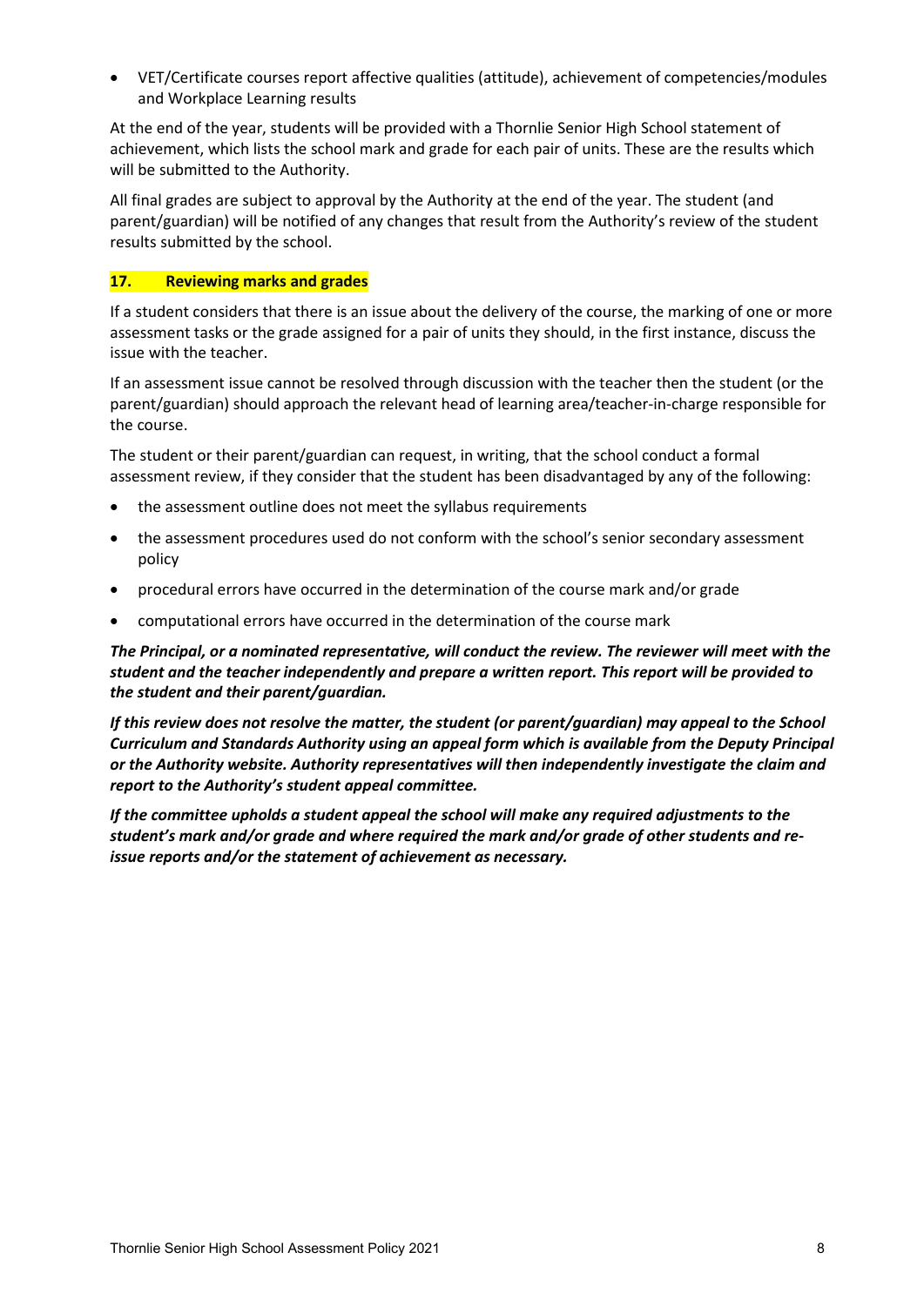- VET/Certificate courses report affective qualities (attitude), achievement of competencies/modules and Workplace Learning results

At the end of the year, students will be provided with a Thornlie Senior High School statement of achievement, which lists the school mark and grade for each pair of units. These are the results which will be submitted to the Authority.

All final grades are subject to approval by the Authority at the end of the year. The student (and parent/guardian) will be notified of any changes that result from the Authority's review of the student results submitted by the school.

## 17. Reviewing marks and grades

If a student considers that there is an issue about the delivery of the course, the marking of one or more assessment tasks or the grade assigned for a pair of units they should, in the first instance, discuss the issue with the teacher.

If an assessment issue cannot be resolved through discussion with the teacher then the student (or the parent/guardian) should approach the relevant head of learning area/teacher-in-charge responsible for the course.

The student or their parent/guardian can request, in writing, that the school conduct a formal assessment review, if they consider that the student has been disadvantaged by any of the following:

- the assessment outline does not meet the syllabus requirements
- the assessment procedures used do not conform with the school's senior secondary assessment policy
- procedural errors have occurred in the determination of the course mark and/or grade
- computational errors have occurred in the determination of the course mark

***The Principal, or a nominated representative, will conduct the review. The reviewer will meet with the student and the teacher independently and prepare a written report. This report will be provided to the student and their parent/guardian.***

***If this review does not resolve the matter, the student (or parent/guardian) may appeal to the School Curriculum and Standards Authority using an appeal form which is available from the Deputy Principal or the Authority website. Authority representatives will then independently investigate the claim and report to the Authority's student appeal committee.***

***If the committee upholds a student appeal the school will make any required adjustments to the student's mark and/or grade and where required the mark and/or grade of other students and re-issue reports and/or the statement of achievement as necessary.***